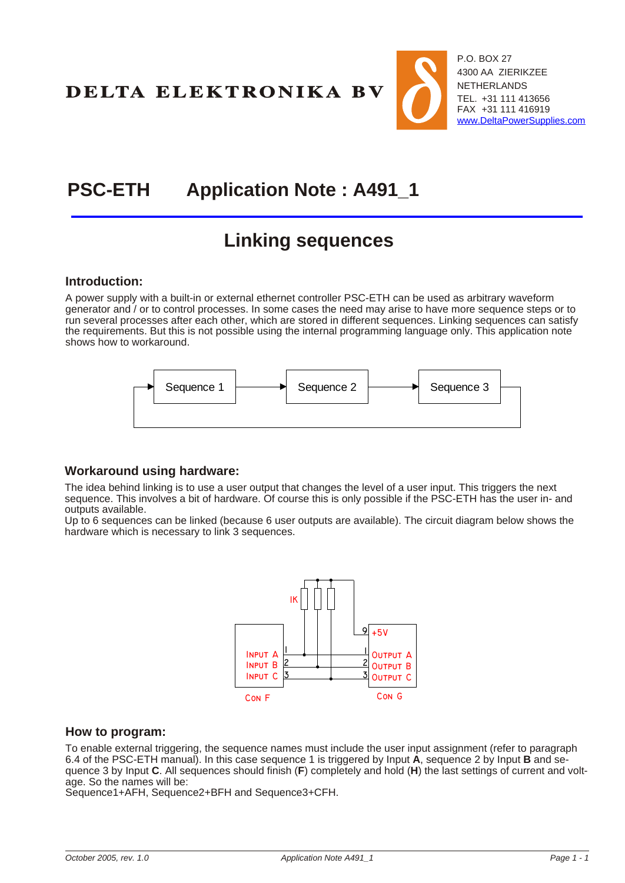DELTA ELEKTRONIKA BV

P.O. BOX 27
4300 AA ZIERIKZEE
NETHERLANDS
TEL. +31 111 413656
FAX +31 111 416919
www.DeltaPowerSupplies.com

# PSC-ETH Application Note : A491_1

## Linking sequences

### Introduction:

A power supply with a built-in or external ethernet controller PSC-ETH can be used as arbitrary waveform generator and / or to control processes. In some cases the need may arise to have more sequence steps or to run several processes after each other, which are stored in different sequences. Linking sequences can satisfy the requirements. But this is not possible using the internal programming language only. This application note shows how to workaround.

Sequence 1 → Sequence 2 → Sequence 3

### Workaround using hardware:

The idea behind linking is to use a user output that changes the level of a user input. This triggers the next sequence. This involves a bit of hardware. Of course this is only possible if the PSC-ETH has the user in- and outputs available.
Up to 6 sequences can be linked (because 6 user outputs are available). The circuit diagram below shows the hardware which is necessary to link 3 sequences.

IK

| Con F | | Con G | |
|---|---|---|---|
| | | 9 | +5V |
| Input A | 1 | 1 | Output A |
| Input B | 2 | 2 | Output B |
| Input C | 3 | 3 | Output C |

### How to program:

To enable external triggering, the sequence names must include the user input assignment (refer to paragraph 6.4 of the PSC-ETH manual). In this case sequence 1 is triggered by Input **A**, sequence 2 by Input **B** and sequence 3 by Input **C**. All sequences should finish (**F**) completely and hold (**H**) the last settings of current and voltage. So the names will be:
Sequence1+AFH, Sequence2+BFH and Sequence3+CFH.

*October 2005, rev. 1.0* *Application Note A491_1*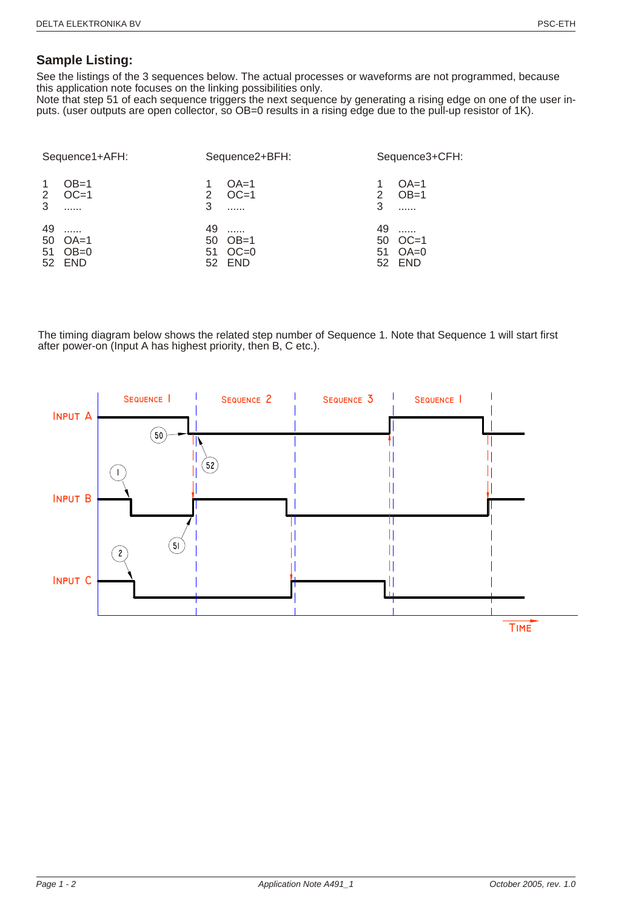## Sample Listing:

See the listings of the 3 sequences below. The actual processes or waveforms are not programmed, because this application note focuses on the linking possibilities only.
Note that step 51 of each sequence triggers the next sequence by generating a rising edge on one of the user inputs. (user outputs are open collector, so OB=0 results in a rising edge due to the pull-up resistor of 1K).

| Sequence1+AFH: | Sequence2+BFH: | Sequence3+CFH: |
|---|---|---|
| 1 OB=1 | 1 OA=1 | 1 OA=1 |
| 2 OC=1 | 2 OC=1 | 2 OB=1 |
| 3 ...... | 3 ...... | 3 ...... |
| 49 ...... | 49 ...... | 49 ...... |
| 50 OA=1 | 50 OB=1 | 50 OC=1 |
| 51 OB=0 | 51 OC=0 | 51 OA=0 |
| 52 END | 52 END | 52 END |

The timing diagram below shows the related step number of Sequence 1. Note that Sequence 1 will start first after power-on (Input A has highest priority, then B, C etc.).

SEQUENCE 1
SEQUENCE 2
SEQUENCE 3
SEQUENCE 1
INPUT A
INPUT B
INPUT C
50
52
1
51
2
TIME